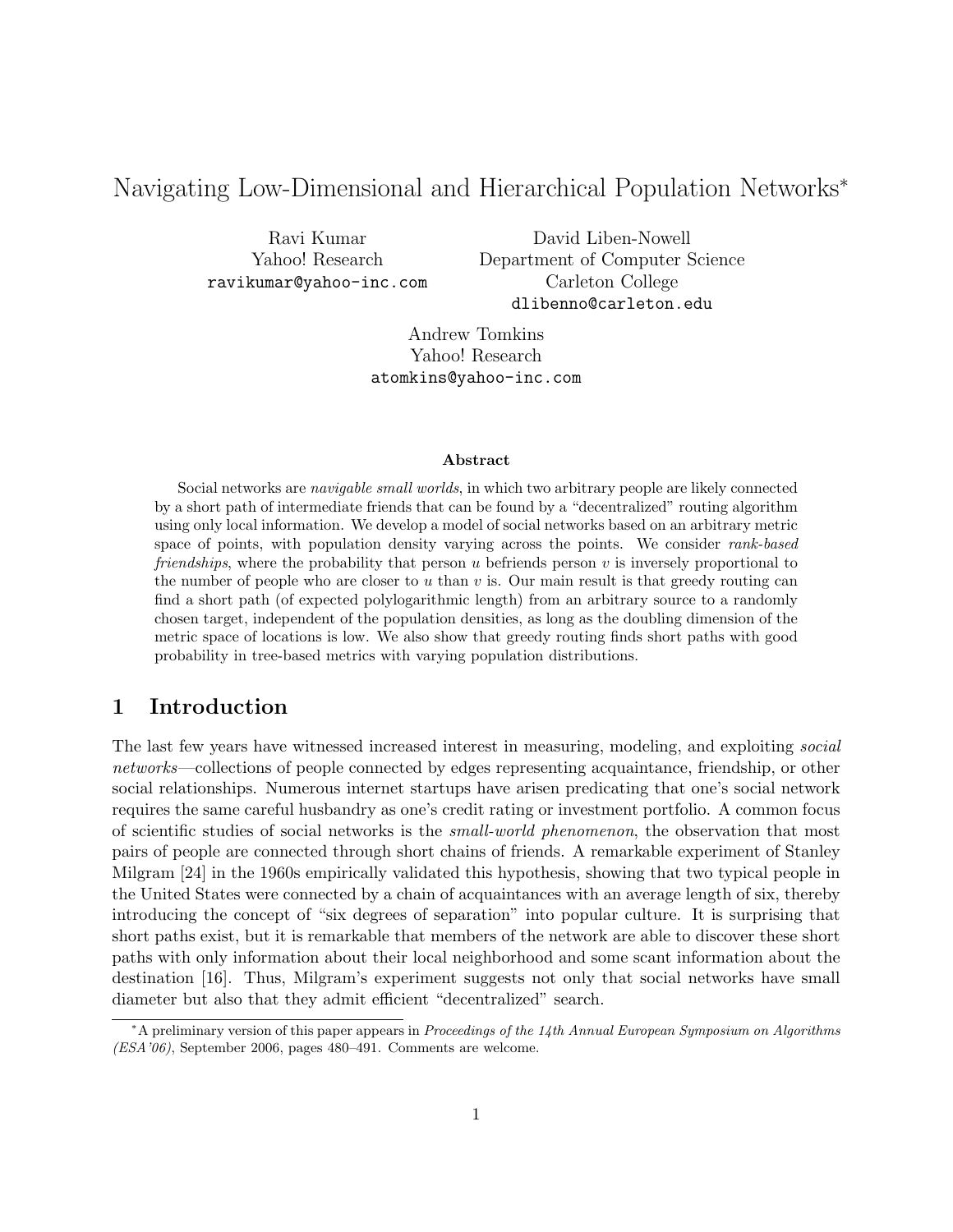# Navigating Low-Dimensional and Hierarchical Population Networks*

Ravi Kumar
Yahoo! Research
ravikumar@yahoo-inc.com

David Liben-Nowell
Department of Computer Science
Carleton College
dlibenno@carleton.edu

Andrew Tomkins
Yahoo! Research
atomkins@yahoo-inc.com

### Abstract

Social networks are *navigable small worlds*, in which two arbitrary people are likely connected by a short path of intermediate friends that can be found by a "decentralized" routing algorithm using only local information. We develop a model of social networks based on an arbitrary metric space of points, with population density varying across the points. We consider *rank-based friendships*, where the probability that person $u$ befriends person $v$ is inversely proportional to the number of people who are closer to $u$ than $v$ is. Our main result is that greedy routing can find a short path (of expected polylogarithmic length) from an arbitrary source to a randomly chosen target, independent of the population densities, as long as the doubling dimension of the metric space of locations is low. We also show that greedy routing finds short paths with good probability in tree-based metrics with varying population distributions.

## 1 Introduction

The last few years have witnessed increased interest in measuring, modeling, and exploiting *social networks*—collections of people connected by edges representing acquaintance, friendship, or other social relationships. Numerous internet startups have arisen predicating that one's social network requires the same careful husbandry as one's credit rating or investment portfolio. A common focus of scientific studies of social networks is the *small-world phenomenon*, the observation that most pairs of people are connected through short chains of friends. A remarkable experiment of Stanley Milgram [24] in the 1960s empirically validated this hypothesis, showing that two typical people in the United States were connected by a chain of acquaintances with an average length of six, thereby introducing the concept of "six degrees of separation" into popular culture. It is surprising that short paths exist, but it is remarkable that members of the network are able to discover these short paths with only information about their local neighborhood and some scant information about the destination [16]. Thus, Milgram's experiment suggests not only that social networks have small diameter but also that they admit efficient "decentralized" search.

*A preliminary version of this paper appears in *Proceedings of the 14th Annual European Symposium on Algorithms (ESA'06)*, September 2006, pages 480–491. Comments are welcome.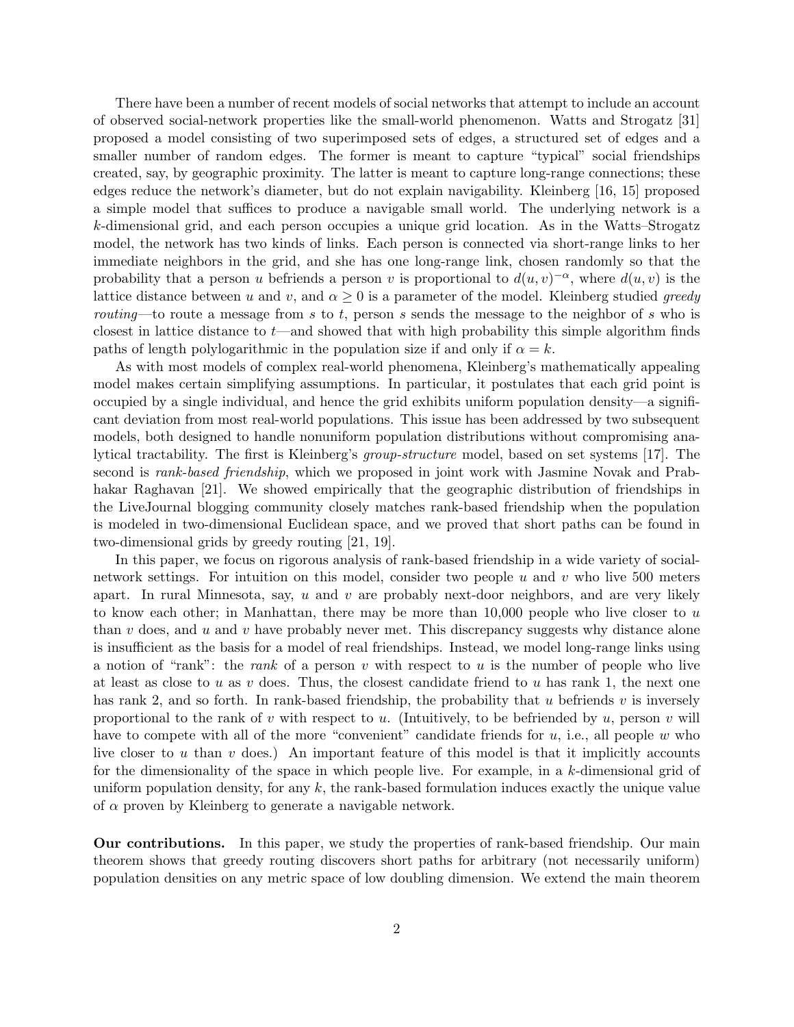There have been a number of recent models of social networks that attempt to include an account of observed social-network properties like the small-world phenomenon. Watts and Strogatz [31] proposed a model consisting of two superimposed sets of edges, a structured set of edges and a smaller number of random edges. The former is meant to capture "typical" social friendships created, say, by geographic proximity. The latter is meant to capture long-range connections; these edges reduce the network's diameter, but do not explain navigability. Kleinberg [16, 15] proposed a simple model that suffices to produce a navigable small world. The underlying network is a $k$-dimensional grid, and each person occupies a unique grid location. As in the Watts–Strogatz model, the network has two kinds of links. Each person is connected via short-range links to her immediate neighbors in the grid, and she has one long-range link, chosen randomly so that the probability that a person $u$ befriends a person $v$ is proportional to $d(u, v)^{-\alpha}$, where $d(u, v)$ is the lattice distance between $u$ and $v$, and $\alpha \geq 0$ is a parameter of the model. Kleinberg studied *greedy routing*—to route a message from $s$ to $t$, person $s$ sends the message to the neighbor of $s$ who is closest in lattice distance to $t$—and showed that with high probability this simple algorithm finds paths of length polylogarithmic in the population size if and only if $\alpha = k$.

As with most models of complex real-world phenomena, Kleinberg's mathematically appealing model makes certain simplifying assumptions. In particular, it postulates that each grid point is occupied by a single individual, and hence the grid exhibits uniform population density—a significant deviation from most real-world populations. This issue has been addressed by two subsequent models, both designed to handle nonuniform population distributions without compromising analytical tractability. The first is Kleinberg's *group-structure* model, based on set systems [17]. The second is *rank-based friendship*, which we proposed in joint work with Jasmine Novak and Prabhakar Raghavan [21]. We showed empirically that the geographic distribution of friendships in the LiveJournal blogging community closely matches rank-based friendship when the population is modeled in two-dimensional Euclidean space, and we proved that short paths can be found in two-dimensional grids by greedy routing [21, 19].

In this paper, we focus on rigorous analysis of rank-based friendship in a wide variety of social-network settings. For intuition on this model, consider two people $u$ and $v$ who live 500 meters apart. In rural Minnesota, say, $u$ and $v$ are probably next-door neighbors, and are very likely to know each other; in Manhattan, there may be more than 10,000 people who live closer to $u$ than $v$ does, and $u$ and $v$ have probably never met. This discrepancy suggests why distance alone is insufficient as the basis for a model of real friendships. Instead, we model long-range links using a notion of "rank": the *rank* of a person $v$ with respect to $u$ is the number of people who live at least as close to $u$ as $v$ does. Thus, the closest candidate friend to $u$ has rank 1, the next one has rank 2, and so forth. In rank-based friendship, the probability that $u$ befriends $v$ is inversely proportional to the rank of $v$ with respect to $u$. (Intuitively, to be befriended by $u$, person $v$ will have to compete with all of the more "convenient" candidate friends for $u$, i.e., all people $w$ who live closer to $u$ than $v$ does.) An important feature of this model is that it implicitly accounts for the dimensionality of the space in which people live. For example, in a $k$-dimensional grid of uniform population density, for any $k$, the rank-based formulation induces exactly the unique value of $\alpha$ proven by Kleinberg to generate a navigable network.

**Our contributions.** In this paper, we study the properties of rank-based friendship. Our main theorem shows that greedy routing discovers short paths for arbitrary (not necessarily uniform) population densities on any metric space of low doubling dimension. We extend the main theorem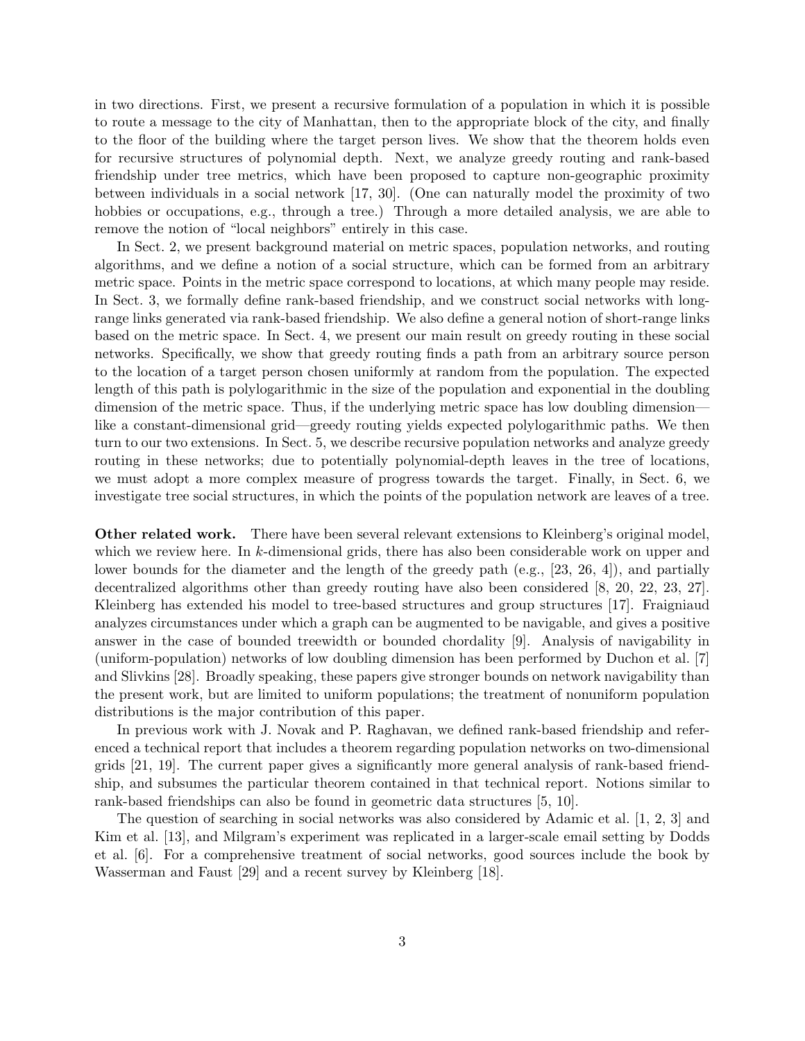in two directions. First, we present a recursive formulation of a population in which it is possible to route a message to the city of Manhattan, then to the appropriate block of the city, and finally to the floor of the building where the target person lives. We show that the theorem holds even for recursive structures of polynomial depth. Next, we analyze greedy routing and rank-based friendship under tree metrics, which have been proposed to capture non-geographic proximity between individuals in a social network [17, 30]. (One can naturally model the proximity of two hobbies or occupations, e.g., through a tree.) Through a more detailed analysis, we are able to remove the notion of "local neighbors" entirely in this case.

In Sect. 2, we present background material on metric spaces, population networks, and routing algorithms, and we define a notion of a social structure, which can be formed from an arbitrary metric space. Points in the metric space correspond to locations, at which many people may reside. In Sect. 3, we formally define rank-based friendship, and we construct social networks with long-range links generated via rank-based friendship. We also define a general notion of short-range links based on the metric space. In Sect. 4, we present our main result on greedy routing in these social networks. Specifically, we show that greedy routing finds a path from an arbitrary source person to the location of a target person chosen uniformly at random from the population. The expected length of this path is polylogarithmic in the size of the population and exponential in the doubling dimension of the metric space. Thus, if the underlying metric space has low doubling dimension—like a constant-dimensional grid—greedy routing yields expected polylogarithmic paths. We then turn to our two extensions. In Sect. 5, we describe recursive population networks and analyze greedy routing in these networks; due to potentially polynomial-depth leaves in the tree of locations, we must adopt a more complex measure of progress towards the target. Finally, in Sect. 6, we investigate tree social structures, in which the points of the population network are leaves of a tree.

**Other related work.** There have been several relevant extensions to Kleinberg's original model, which we review here. In $k$-dimensional grids, there has also been considerable work on upper and lower bounds for the diameter and the length of the greedy path (e.g., [23, 26, 4]), and partially decentralized algorithms other than greedy routing have also been considered [8, 20, 22, 23, 27]. Kleinberg has extended his model to tree-based structures and group structures [17]. Fraigniaud analyzes circumstances under which a graph can be augmented to be navigable, and gives a positive answer in the case of bounded treewidth or bounded chordality [9]. Analysis of navigability in (uniform-population) networks of low doubling dimension has been performed by Duchon et al. [7] and Slivkins [28]. Broadly speaking, these papers give stronger bounds on network navigability than the present work, but are limited to uniform populations; the treatment of nonuniform population distributions is the major contribution of this paper.

In previous work with J. Novak and P. Raghavan, we defined rank-based friendship and referenced a technical report that includes a theorem regarding population networks on two-dimensional grids [21, 19]. The current paper gives a significantly more general analysis of rank-based friendship, and subsumes the particular theorem contained in that technical report. Notions similar to rank-based friendships can also be found in geometric data structures [5, 10].

The question of searching in social networks was also considered by Adamic et al. [1, 2, 3] and Kim et al. [13], and Milgram's experiment was replicated in a larger-scale email setting by Dodds et al. [6]. For a comprehensive treatment of social networks, good sources include the book by Wasserman and Faust [29] and a recent survey by Kleinberg [18].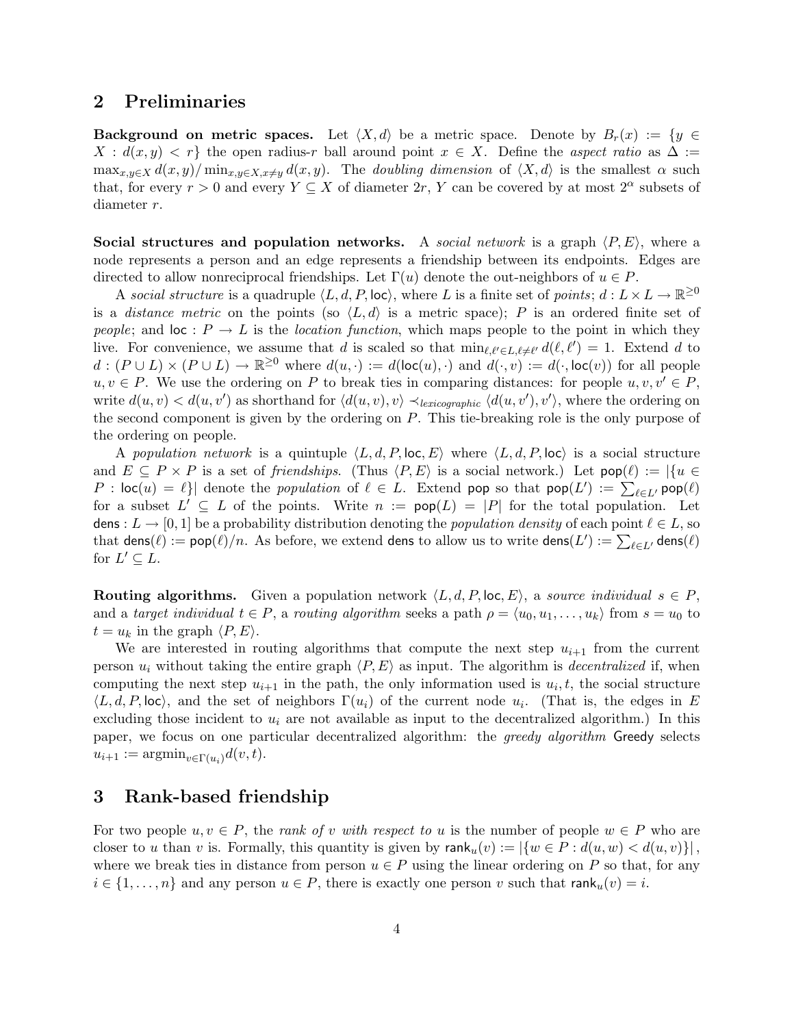## 2 Preliminaries

**Background on metric spaces.** Let $\langle X, d\rangle$ be a metric space. Denote by $B_r(x) := \{y \in X : d(x,y) < r\}$ the open radius-$r$ ball around point $x \in X$. Define the *aspect ratio* as $\Delta := \max_{x,y \in X} d(x,y) / \min_{x,y \in X, x \neq y} d(x,y)$. The *doubling dimension* of $\langle X, d\rangle$ is the smallest $\alpha$ such that, for every $r > 0$ and every $Y \subseteq X$ of diameter $2r$, $Y$ can be covered by at most $2^\alpha$ subsets of diameter $r$.

**Social structures and population networks.** A *social network* is a graph $\langle P, E\rangle$, where a node represents a person and an edge represents a friendship between its endpoints. Edges are directed to allow nonreciprocal friendships. Let $\Gamma(u)$ denote the out-neighbors of $u \in P$.

A *social structure* is a quadruple $\langle L, d, P, \mathsf{loc}\rangle$, where $L$ is a finite set of *points*; $d : L \times L \to \mathbb{R}^{\geq 0}$ is a *distance metric* on the points (so $\langle L, d\rangle$ is a metric space); $P$ is an ordered finite set of *people*; and $\mathsf{loc} : P \to L$ is the *location function*, which maps people to the point in which they live. For convenience, we assume that $d$ is scaled so that $\min_{\ell,\ell' \in L, \ell \neq \ell'} d(\ell, \ell') = 1$. Extend $d$ to $d : (P \cup L) \times (P \cup L) \to \mathbb{R}^{\geq 0}$ where $d(u, \cdot) := d(\mathsf{loc}(u), \cdot)$ and $d(\cdot, v) := d(\cdot, \mathsf{loc}(v))$ for all people $u, v \in P$. We use the ordering on $P$ to break ties in comparing distances: for people $u, v, v' \in P$, write $d(u,v) < d(u,v')$ as shorthand for $\langle d(u,v), v\rangle \prec_{lexicographic} \langle d(u,v'), v'\rangle$, where the ordering on the second component is given by the ordering on $P$. This tie-breaking role is the only purpose of the ordering on people.

A *population network* is a quintuple $\langle L, d, P, \mathsf{loc}, E\rangle$ where $\langle L, d, P, \mathsf{loc}\rangle$ is a social structure and $E \subseteq P \times P$ is a set of *friendships*. (Thus $\langle P, E\rangle$ is a social network.) Let $\mathsf{pop}(\ell) := |\{u \in P : \mathsf{loc}(u) = \ell\}|$ denote the *population* of $\ell \in L$. Extend $\mathsf{pop}$ so that $\mathsf{pop}(L') := \sum_{\ell \in L'} \mathsf{pop}(\ell)$ for a subset $L' \subseteq L$ of the points. Write $n := \mathsf{pop}(L) = |P|$ for the total population. Let $\mathsf{dens} : L \to [0,1]$ be a probability distribution denoting the *population density* of each point $\ell \in L$, so that $\mathsf{dens}(\ell) := \mathsf{pop}(\ell)/n$. As before, we extend $\mathsf{dens}$ to allow us to write $\mathsf{dens}(L') := \sum_{\ell \in L'} \mathsf{dens}(\ell)$ for $L' \subseteq L$.

**Routing algorithms.** Given a population network $\langle L, d, P, \mathsf{loc}, E\rangle$, a *source individual* $s \in P$, and a *target individual* $t \in P$, a *routing algorithm* seeks a path $\rho = \langle u_0, u_1, \ldots, u_k\rangle$ from $s = u_0$ to $t = u_k$ in the graph $\langle P, E\rangle$.

We are interested in routing algorithms that compute the next step $u_{i+1}$ from the current person $u_i$ without taking the entire graph $\langle P, E\rangle$ as input. The algorithm is *decentralized* if, when computing the next step $u_{i+1}$ in the path, the only information used is $u_i$, $t$, the social structure $\langle L, d, P, \mathsf{loc}\rangle$, and the set of neighbors $\Gamma(u_i)$ of the current node $u_i$. (That is, the edges in $E$ excluding those incident to $u_i$ are not available as input to the decentralized algorithm.) In this paper, we focus on one particular decentralized algorithm: the *greedy algorithm* $\mathsf{Greedy}$ selects $u_{i+1} := \mathrm{argmin}_{v \in \Gamma(u_i)} d(v, t)$.

## 3 Rank-based friendship

For two people $u, v \in P$, the *rank of $v$ with respect to $u$* is the number of people $w \in P$ who are closer to $u$ than $v$ is. Formally, this quantity is given by $\mathsf{rank}_u(v) := |\{w \in P : d(u,w) < d(u,v)\}|$, where we break ties in distance from person $u \in P$ using the linear ordering on $P$ so that, for any $i \in \{1, \ldots, n\}$ and any person $u \in P$, there is exactly one person $v$ such that $\mathsf{rank}_u(v) = i$.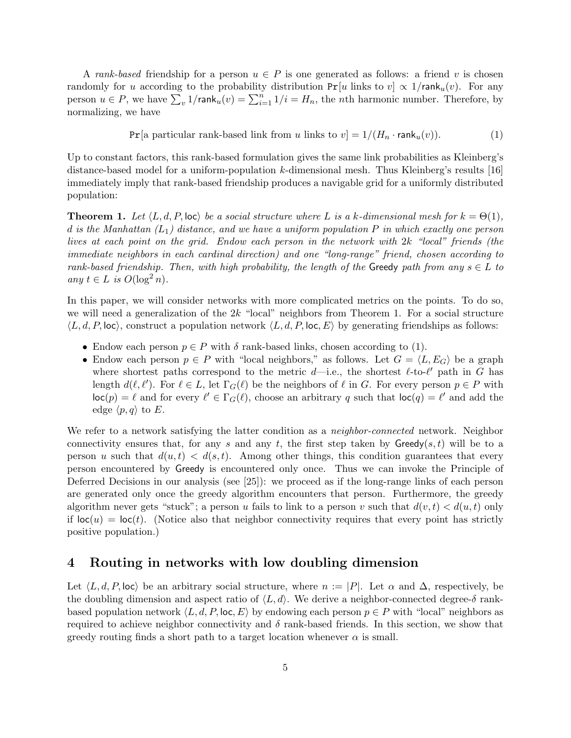A *rank-based* friendship for a person $u \in P$ is one generated as follows: a friend $v$ is chosen randomly for $u$ according to the probability distribution $\Pr[u \text{ links to } v] \propto 1/\mathsf{rank}_u(v)$. For any person $u \in P$, we have $\sum_v 1/\mathsf{rank}_u(v) = \sum_{i=1}^n 1/i = H_n$, the $n$th harmonic number. Therefore, by normalizing, we have

$$\Pr[\text{a particular rank-based link from } u \text{ links to } v] = 1/(H_n \cdot \mathsf{rank}_u(v)). \tag{1}$$

Up to constant factors, this rank-based formulation gives the same link probabilities as Kleinberg's distance-based model for a uniform-population $k$-dimensional mesh. Thus Kleinberg's results [16] immediately imply that rank-based friendship produces a navigable grid for a uniformly distributed population:

**Theorem 1.** *Let $\langle L, d, P, \mathsf{loc}\rangle$ be a social structure where $L$ is a $k$-dimensional mesh for $k = \Theta(1)$, $d$ is the Manhattan ($L_1$) distance, and we have a uniform population $P$ in which exactly one person lives at each point on the grid. Endow each person in the network with $2k$ "local" friends (the immediate neighbors in each cardinal direction) and one "long-range" friend, chosen according to rank-based friendship. Then, with high probability, the length of the* Greedy *path from any $s \in L$ to any $t \in L$ is $O(\log^2 n)$.*

In this paper, we will consider networks with more complicated metrics on the points. To do so, we will need a generalization of the $2k$ "local" neighbors from Theorem 1. For a social structure $\langle L, d, P, \mathsf{loc}\rangle$, construct a population network $\langle L, d, P, \mathsf{loc}, E\rangle$ by generating friendships as follows:

- Endow each person $p \in P$ with $\delta$ rank-based links, chosen according to (1).
- Endow each person $p \in P$ with "local neighbors," as follows. Let $G = \langle L, E_G\rangle$ be a graph where shortest paths correspond to the metric $d$—i.e., the shortest $\ell$-to-$\ell'$ path in $G$ has length $d(\ell, \ell')$. For $\ell \in L$, let $\Gamma_G(\ell)$ be the neighbors of $\ell$ in $G$. For every person $p \in P$ with $\mathsf{loc}(p) = \ell$ and for every $\ell' \in \Gamma_G(\ell)$, choose an arbitrary $q$ such that $\mathsf{loc}(q) = \ell'$ and add the edge $\langle p, q\rangle$ to $E$.

We refer to a network satisfying the latter condition as a *neighbor-connected* network. Neighbor connectivity ensures that, for any $s$ and any $t$, the first step taken by $\mathsf{Greedy}(s, t)$ will be to a person $u$ such that $d(u, t) < d(s, t)$. Among other things, this condition guarantees that every person encountered by Greedy is encountered only once. Thus we can invoke the Principle of Deferred Decisions in our analysis (see [25]): we proceed as if the long-range links of each person are generated only once the greedy algorithm encounters that person. Furthermore, the greedy algorithm never gets "stuck"; a person $u$ fails to link to a person $v$ such that $d(v, t) < d(u, t)$ only if $\mathsf{loc}(u) = \mathsf{loc}(t)$. (Notice also that neighbor connectivity requires that every point has strictly positive population.)

## 4 Routing in networks with low doubling dimension

Let $\langle L, d, P, \mathsf{loc}\rangle$ be an arbitrary social structure, where $n := |P|$. Let $\alpha$ and $\Delta$, respectively, be the doubling dimension and aspect ratio of $\langle L, d\rangle$. We derive a neighbor-connected degree-$\delta$ rank-based population network $\langle L, d, P, \mathsf{loc}, E\rangle$ by endowing each person $p \in P$ with "local" neighbors as required to achieve neighbor connectivity and $\delta$ rank-based friends. In this section, we show that greedy routing finds a short path to a target location whenever $\alpha$ is small.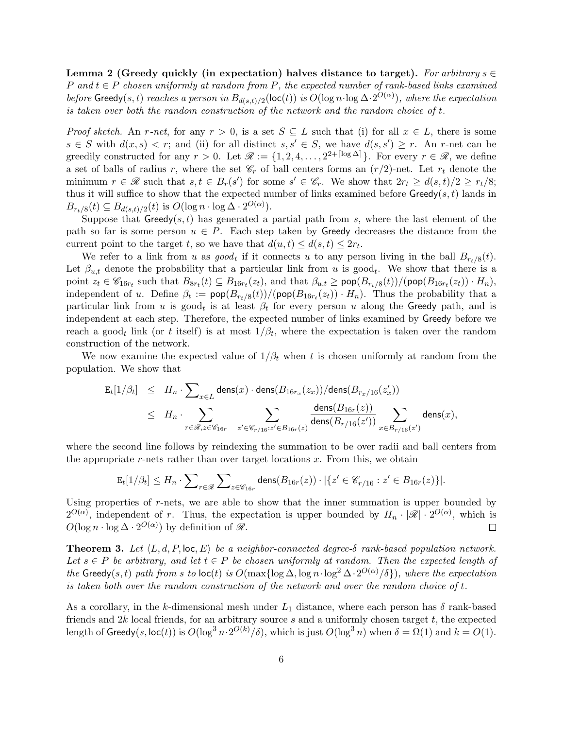**Lemma 2 (Greedy quickly (in expectation) halves distance to target).** *For arbitrary $s \in P$ and $t \in P$ chosen uniformly at random from $P$, the expected number of rank-based links examined before* $\mathsf{Greedy}(s,t)$ *reaches a person in $B_{d(s,t)/2}(\mathsf{loc}(t))$ is $O(\log n \cdot \log \Delta \cdot 2^{O(\alpha)})$, where the expectation is taken over both the random construction of the network and the random choice of $t$.*

*Proof sketch.* An $r$-*net*, for any $r > 0$, is a set $S \subseteq L$ such that (i) for all $x \in L$, there is some $s \in S$ with $d(x,s) < r$; and (ii) for all distinct $s, s' \in S$, we have $d(s,s') \geq r$. An $r$-net can be greedily constructed for any $r > 0$. Let $\mathscr{R} := \{1, 2, 4, \ldots, 2^{2+\lceil \log \Delta \rceil}\}$. For every $r \in \mathscr{R}$, we define a set of balls of radius $r$, where the set $\mathscr{C}_r$ of ball centers forms an $(r/2)$-net. Let $r_t$ denote the minimum $r \in \mathscr{R}$ such that $s, t \in B_r(s')$ for some $s' \in \mathscr{C}_r$. We show that $2r_t \geq d(s,t)/2 \geq r_t/8$; thus it will suffice to show that the expected number of links examined before $\mathsf{Greedy}(s,t)$ lands in $B_{r_t/8}(t) \subseteq B_{d(s,t)/2}(t)$ is $O(\log n \cdot \log \Delta \cdot 2^{O(\alpha)})$.

Suppose that $\mathsf{Greedy}(s,t)$ has generated a partial path from $s$, where the last element of the path so far is some person $u \in P$. Each step taken by $\mathsf{Greedy}$ decreases the distance from the current point to the target $t$, so we have that $d(u,t) \leq d(s,t) \leq 2r_t$.

We refer to a link from $u$ as *good$_t$* if it connects $u$ to any person living in the ball $B_{r_t/8}(t)$. Let $\beta_{u,t}$ denote the probability that a particular link from $u$ is good$_t$. We show that there is a point $z_t \in \mathscr{C}_{16r_t}$ such that $B_{8r_t}(t) \subseteq B_{16r_t}(z_t)$, and that $\beta_{u,t} \geq \mathsf{pop}(B_{r_t/8}(t))/(\mathsf{pop}(B_{16r_t}(z_t)) \cdot H_n)$, independent of $u$. Define $\beta_t := \mathsf{pop}(B_{r_t/8}(t))/(\mathsf{pop}(B_{16r_t}(z_t)) \cdot H_n)$. Thus the probability that a particular link from $u$ is good$_t$ is at least $\beta_t$ for every person $u$ along the $\mathsf{Greedy}$ path, and is independent at each step. Therefore, the expected number of links examined by $\mathsf{Greedy}$ before we reach a good$_t$ link (or $t$ itself) is at most $1/\beta_t$, where the expectation is taken over the random construction of the network.

We now examine the expected value of $1/\beta_t$ when $t$ is chosen uniformly at random from the population. We show that

$$\begin{aligned}
\mathsf{E}_t[1/\beta_t] &\leq H_n \cdot \sum_{x \in L} \mathsf{dens}(x) \cdot \mathsf{dens}(B_{16r_x}(z_x))/\mathsf{dens}(B_{r_x/16}(z'_x)) \\
&\leq H_n \cdot \sum_{r \in \mathscr{R}, z \in \mathscr{C}_{16r}} \quad \sum_{z' \in \mathscr{C}_{r/16} : z' \in B_{16r}(z)} \frac{\mathsf{dens}(B_{16r}(z))}{\mathsf{dens}(B_{r/16}(z'))} \sum_{x \in B_{r/16}(z')} \mathsf{dens}(x),
\end{aligned}$$

where the second line follows by reindexing the summation to be over radii and ball centers from the appropriate $r$-nets rather than over target locations $x$. From this, we obtain

$$\mathsf{E}_t[1/\beta_t] \leq H_n \cdot \sum_{r \in \mathscr{R}} \sum_{z \in \mathscr{C}_{16r}} \mathsf{dens}(B_{16r}(z)) \cdot |\{z' \in \mathscr{C}_{r/16} : z' \in B_{16r}(z)\}|.$$

Using properties of $r$-nets, we are able to show that the inner summation is upper bounded by $2^{O(\alpha)}$, independent of $r$. Thus, the expectation is upper bounded by $H_n \cdot |\mathscr{R}| \cdot 2^{O(\alpha)}$, which is $O(\log n \cdot \log \Delta \cdot 2^{O(\alpha)})$ by definition of $\mathscr{R}$. ◻

**Theorem 3.** *Let $\langle L, d, P, \mathsf{loc}, E \rangle$ be a neighbor-connected degree-$\delta$ rank-based population network. Let $s \in P$ be arbitrary, and let $t \in P$ be chosen uniformly at random. Then the expected length of the* $\mathsf{Greedy}(s,t)$ *path from $s$ to $\mathsf{loc}(t)$ is $O(\max\{\log \Delta, \log n \cdot \log^2 \Delta \cdot 2^{O(\alpha)}/\delta\})$, where the expectation is taken both over the random construction of the network and over the random choice of $t$.*

As a corollary, in the $k$-dimensional mesh under $L_1$ distance, where each person has $\delta$ rank-based friends and $2k$ local friends, for an arbitrary source $s$ and a uniformly chosen target $t$, the expected length of $\mathsf{Greedy}(s, \mathsf{loc}(t))$ is $O(\log^3 n \cdot 2^{O(k)}/\delta)$, which is just $O(\log^3 n)$ when $\delta = \Omega(1)$ and $k = O(1)$.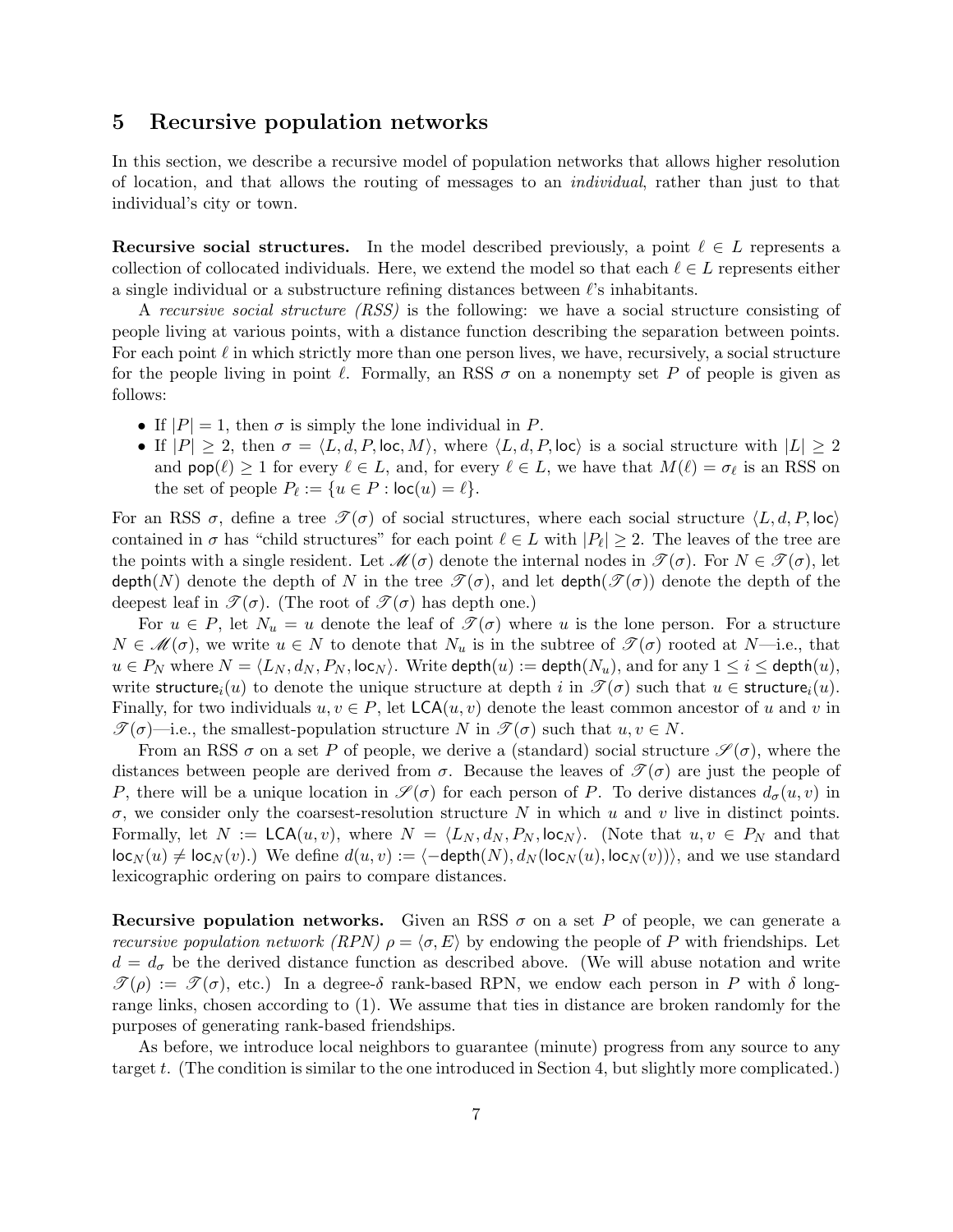## 5 Recursive population networks

In this section, we describe a recursive model of population networks that allows higher resolution of location, and that allows the routing of messages to an *individual*, rather than just to that individual's city or town.

**Recursive social structures.** In the model described previously, a point $\ell \in L$ represents a collection of collocated individuals. Here, we extend the model so that each $\ell \in L$ represents either a single individual or a substructure refining distances between $\ell$'s inhabitants.

A *recursive social structure (RSS)* is the following: we have a social structure consisting of people living at various points, with a distance function describing the separation between points. For each point $\ell$ in which strictly more than one person lives, we have, recursively, a social structure for the people living in point $\ell$. Formally, an RSS $\sigma$ on a nonempty set $P$ of people is given as follows:

- If $|P| = 1$, then $\sigma$ is simply the lone individual in $P$.
- If $|P| \geq 2$, then $\sigma = \langle L, d, P, \mathsf{loc}, M \rangle$, where $\langle L, d, P, \mathsf{loc} \rangle$ is a social structure with $|L| \geq 2$ and $\mathsf{pop}(\ell) \geq 1$ for every $\ell \in L$, and, for every $\ell \in L$, we have that $M(\ell) = \sigma_\ell$ is an RSS on the set of people $P_\ell := \{u \in P : \mathsf{loc}(u) = \ell\}$.

For an RSS $\sigma$, define a tree $\mathscr{T}(\sigma)$ of social structures, where each social structure $\langle L, d, P, \mathsf{loc} \rangle$ contained in $\sigma$ has "child structures" for each point $\ell \in L$ with $|P_\ell| \geq 2$. The leaves of the tree are the points with a single resident. Let $\mathscr{M}(\sigma)$ denote the internal nodes in $\mathscr{T}(\sigma)$. For $N \in \mathscr{T}(\sigma)$, let $\mathsf{depth}(N)$ denote the depth of $N$ in the tree $\mathscr{T}(\sigma)$, and let $\mathsf{depth}(\mathscr{T}(\sigma))$ denote the depth of the deepest leaf in $\mathscr{T}(\sigma)$. (The root of $\mathscr{T}(\sigma)$ has depth one.)

For $u \in P$, let $N_u = u$ denote the leaf of $\mathscr{T}(\sigma)$ where $u$ is the lone person. For a structure $N \in \mathscr{M}(\sigma)$, we write $u \in N$ to denote that $N_u$ is in the subtree of $\mathscr{T}(\sigma)$ rooted at $N$—i.e., that $u \in P_N$ where $N = \langle L_N, d_N, P_N, \mathsf{loc}_N \rangle$. Write $\mathsf{depth}(u) := \mathsf{depth}(N_u)$, and for any $1 \leq i \leq \mathsf{depth}(u)$, write $\mathsf{structure}_i(u)$ to denote the unique structure at depth $i$ in $\mathscr{T}(\sigma)$ such that $u \in \mathsf{structure}_i(u)$. Finally, for two individuals $u, v \in P$, let $\mathsf{LCA}(u, v)$ denote the least common ancestor of $u$ and $v$ in $\mathscr{T}(\sigma)$—i.e., the smallest-population structure $N$ in $\mathscr{T}(\sigma)$ such that $u, v \in N$.

From an RSS $\sigma$ on a set $P$ of people, we derive a (standard) social structure $\mathscr{S}(\sigma)$, where the distances between people are derived from $\sigma$. Because the leaves of $\mathscr{T}(\sigma)$ are just the people of $P$, there will be a unique location in $\mathscr{S}(\sigma)$ for each person of $P$. To derive distances $d_\sigma(u, v)$ in $\sigma$, we consider only the coarsest-resolution structure $N$ in which $u$ and $v$ live in distinct points. Formally, let $N := \mathsf{LCA}(u, v)$, where $N = \langle L_N, d_N, P_N, \mathsf{loc}_N \rangle$. (Note that $u, v \in P_N$ and that $\mathsf{loc}_N(u) \neq \mathsf{loc}_N(v)$.) We define $d(u, v) := \langle -\mathsf{depth}(N), d_N(\mathsf{loc}_N(u), \mathsf{loc}_N(v)) \rangle$, and we use standard lexicographic ordering on pairs to compare distances.

**Recursive population networks.** Given an RSS $\sigma$ on a set $P$ of people, we can generate a *recursive population network (RPN)* $\rho = \langle \sigma, E \rangle$ by endowing the people of $P$ with friendships. Let $d = d_\sigma$ be the derived distance function as described above. (We will abuse notation and write $\mathscr{T}(\rho) := \mathscr{T}(\sigma)$, etc.) In a degree-$\delta$ rank-based RPN, we endow each person in $P$ with $\delta$ long-range links, chosen according to (1). We assume that ties in distance are broken randomly for the purposes of generating rank-based friendships.

As before, we introduce local neighbors to guarantee (minute) progress from any source to any target $t$. (The condition is similar to the one introduced in Section 4, but slightly more complicated.)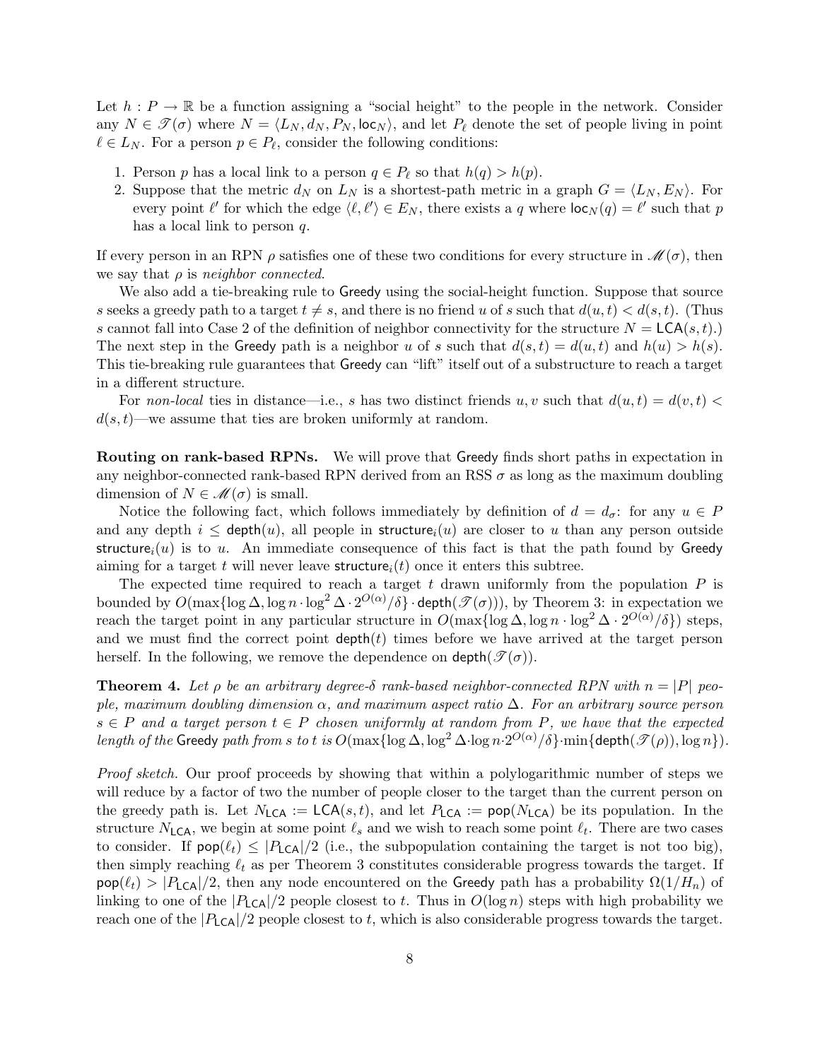Let $h : P \to \mathbb{R}$ be a function assigning a "social height" to the people in the network. Consider any $N \in \mathscr{T}(\sigma)$ where $N = \langle L_N, d_N, P_N, \mathsf{loc}_N \rangle$, and let $P_\ell$ denote the set of people living in point $\ell \in L_N$. For a person $p \in P_\ell$, consider the following conditions:

1. Person $p$ has a local link to a person $q \in P_\ell$ so that $h(q) > h(p)$.
2. Suppose that the metric $d_N$ on $L_N$ is a shortest-path metric in a graph $G = \langle L_N, E_N \rangle$. For every point $\ell'$ for which the edge $\langle \ell, \ell' \rangle \in E_N$, there exists a $q$ where $\mathsf{loc}_N(q) = \ell'$ such that $p$ has a local link to person $q$.

If every person in an RPN $\rho$ satisfies one of these two conditions for every structure in $\mathscr{M}(\sigma)$, then we say that $\rho$ is *neighbor connected*.

We also add a tie-breaking rule to Greedy using the social-height function. Suppose that source $s$ seeks a greedy path to a target $t \neq s$, and there is no friend $u$ of $s$ such that $d(u,t) < d(s,t)$. (Thus $s$ cannot fall into Case 2 of the definition of neighbor connectivity for the structure $N = \mathsf{LCA}(s,t)$.) The next step in the Greedy path is a neighbor $u$ of $s$ such that $d(s,t) = d(u,t)$ and $h(u) > h(s)$. This tie-breaking rule guarantees that Greedy can "lift" itself out of a substructure to reach a target in a different structure.

For *non-local* ties in distance—i.e., $s$ has two distinct friends $u, v$ such that $d(u,t) = d(v,t) < d(s,t)$—we assume that ties are broken uniformly at random.

**Routing on rank-based RPNs.** We will prove that Greedy finds short paths in expectation in any neighbor-connected rank-based RPN derived from an RSS $\sigma$ as long as the maximum doubling dimension of $N \in \mathscr{M}(\sigma)$ is small.

Notice the following fact, which follows immediately by definition of $d = d_\sigma$: for any $u \in P$ and any depth $i \leq \mathsf{depth}(u)$, all people in $\mathsf{structure}_i(u)$ are closer to $u$ than any person outside $\mathsf{structure}_i(u)$ is to $u$. An immediate consequence of this fact is that the path found by Greedy aiming for a target $t$ will never leave $\mathsf{structure}_i(t)$ once it enters this subtree.

The expected time required to reach a target $t$ drawn uniformly from the population $P$ is bounded by $O(\max\{\log \Delta, \log n \cdot \log^2 \Delta \cdot 2^{O(\alpha)}/\delta\} \cdot \mathsf{depth}(\mathscr{T}(\sigma)))$, by Theorem 3: in expectation we reach the target point in any particular structure in $O(\max\{\log \Delta, \log n \cdot \log^2 \Delta \cdot 2^{O(\alpha)}/\delta\})$ steps, and we must find the correct point $\mathsf{depth}(t)$ times before we have arrived at the target person herself. In the following, we remove the dependence on $\mathsf{depth}(\mathscr{T}(\sigma))$.

**Theorem 4.** *Let $\rho$ be an arbitrary degree-$\delta$ rank-based neighbor-connected RPN with $n = |P|$ people, maximum doubling dimension $\alpha$, and maximum aspect ratio $\Delta$. For an arbitrary source person $s \in P$ and a target person $t \in P$ chosen uniformly at random from $P$, we have that the expected length of the* Greedy *path from $s$ to $t$ is $O(\max\{\log \Delta, \log^2 \Delta \cdot \log n \cdot 2^{O(\alpha)}/\delta\} \cdot \min\{\mathsf{depth}(\mathscr{T}(\rho)), \log n\})$.*

*Proof sketch.* Our proof proceeds by showing that within a polylogarithmic number of steps we will reduce by a factor of two the number of people closer to the target than the current person on the greedy path is. Let $N_{\mathsf{LCA}} := \mathsf{LCA}(s,t)$, and let $P_{\mathsf{LCA}} := \mathsf{pop}(N_{\mathsf{LCA}})$ be its population. In the structure $N_{\mathsf{LCA}}$, we begin at some point $\ell_s$ and we wish to reach some point $\ell_t$. There are two cases to consider. If $\mathsf{pop}(\ell_t) \leq |P_{\mathsf{LCA}}|/2$ (i.e., the subpopulation containing the target is not too big), then simply reaching $\ell_t$ as per Theorem 3 constitutes considerable progress towards the target. If $\mathsf{pop}(\ell_t) > |P_{\mathsf{LCA}}|/2$, then any node encountered on the Greedy path has a probability $\Omega(1/H_n)$ of linking to one of the $|P_{\mathsf{LCA}}|/2$ people closest to $t$. Thus in $O(\log n)$ steps with high probability we reach one of the $|P_{\mathsf{LCA}}|/2$ people closest to $t$, which is also considerable progress towards the target.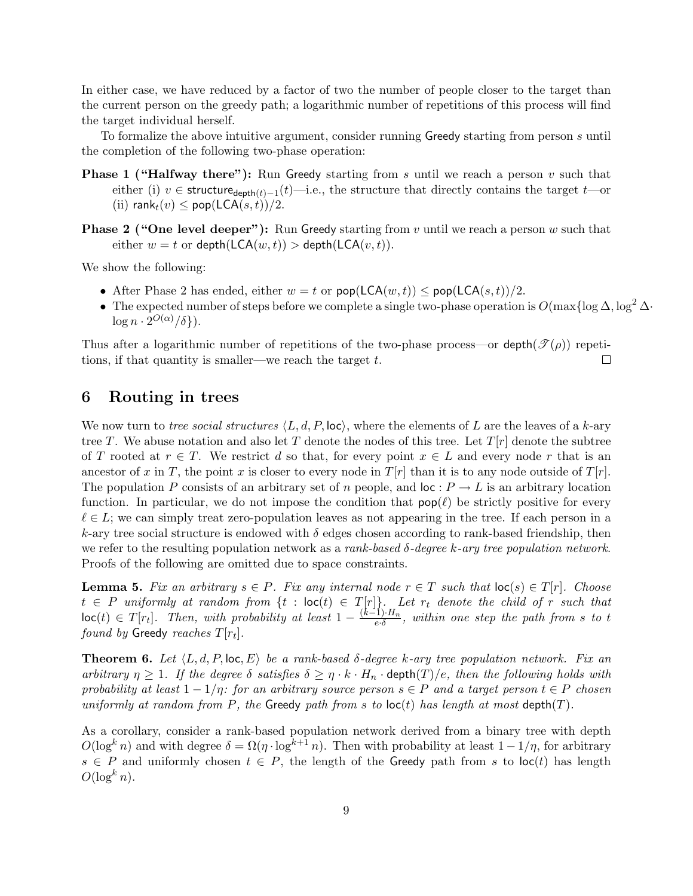In either case, we have reduced by a factor of two the number of people closer to the target than the current person on the greedy path; a logarithmic number of repetitions of this process will find the target individual herself.

To formalize the above intuitive argument, consider running Greedy starting from person $s$ until the completion of the following two-phase operation:

**Phase 1 ("Halfway there"):** Run Greedy starting from $s$ until we reach a person $v$ such that either (i) $v \in \mathsf{structure}_{\mathsf{depth}(t)-1}(t)$—i.e., the structure that directly contains the target $t$—or (ii) $\mathsf{rank}_t(v) \leq \mathsf{pop}(\mathsf{LCA}(s,t))/2$.

**Phase 2 ("One level deeper"):** Run Greedy starting from $v$ until we reach a person $w$ such that either $w = t$ or $\mathsf{depth}(\mathsf{LCA}(w,t)) > \mathsf{depth}(\mathsf{LCA}(v,t))$.

We show the following:

- After Phase 2 has ended, either $w = t$ or $\mathsf{pop}(\mathsf{LCA}(w,t)) \leq \mathsf{pop}(\mathsf{LCA}(s,t))/2$.
- The expected number of steps before we complete a single two-phase operation is $O(\max\{\log \Delta, \log^2 \Delta \cdot \log n \cdot 2^{O(\alpha)}/\delta\})$.

Thus after a logarithmic number of repetitions of the two-phase process—or $\mathsf{depth}(\mathscr{T}(\rho))$ repetitions, if that quantity is smaller—we reach the target $t$. $\square$

## 6 Routing in trees

We now turn to *tree social structures* $\langle L, d, P, \mathsf{loc}\rangle$, where the elements of $L$ are the leaves of a $k$-ary tree $T$. We abuse notation and also let $T$ denote the nodes of this tree. Let $T[r]$ denote the subtree of $T$ rooted at $r \in T$. We restrict $d$ so that, for every point $x \in L$ and every node $r$ that is an ancestor of $x$ in $T$, the point $x$ is closer to every node in $T[r]$ than it is to any node outside of $T[r]$. The population $P$ consists of an arbitrary set of $n$ people, and $\mathsf{loc} : P \to L$ is an arbitrary location function. In particular, we do not impose the condition that $\mathsf{pop}(\ell)$ be strictly positive for every $\ell \in L$; we can simply treat zero-population leaves as not appearing in the tree. If each person in a $k$-ary tree social structure is endowed with $\delta$ edges chosen according to rank-based friendship, then we refer to the resulting population network as a *rank-based $\delta$-degree $k$-ary tree population network.* Proofs of the following are omitted due to space constraints.

**Lemma 5.** *Fix an arbitrary $s \in P$. Fix any internal node $r \in T$ such that $\mathsf{loc}(s) \in T[r]$. Choose $t \in P$ uniformly at random from $\{t : \mathsf{loc}(t) \in T[r]\}$. Let $r_t$ denote the child of $r$ such that $\mathsf{loc}(t) \in T[r_t]$. Then, with probability at least $1 - \frac{(k-1)\cdot H_n}{e\cdot\delta}$, within one step the path from $s$ to $t$ found by* Greedy *reaches $T[r_t]$.*

**Theorem 6.** *Let $\langle L, d, P, \mathsf{loc}, E\rangle$ be a rank-based $\delta$-degree $k$-ary tree population network. Fix an arbitrary $\eta \geq 1$. If the degree $\delta$ satisfies $\delta \geq \eta \cdot k \cdot H_n \cdot \mathsf{depth}(T)/e$, then the following holds with probability at least $1 - 1/\eta$: for an arbitrary source person $s \in P$ and a target person $t \in P$ chosen uniformly at random from $P$, the* Greedy *path from $s$ to $\mathsf{loc}(t)$ has length at most $\mathsf{depth}(T)$.*

As a corollary, consider a rank-based population network derived from a binary tree with depth $O(\log^k n)$ and with degree $\delta = \Omega(\eta \cdot \log^{k+1} n)$. Then with probability at least $1 - 1/\eta$, for arbitrary $s \in P$ and uniformly chosen $t \in P$, the length of the Greedy path from $s$ to $\mathsf{loc}(t)$ has length $O(\log^k n)$.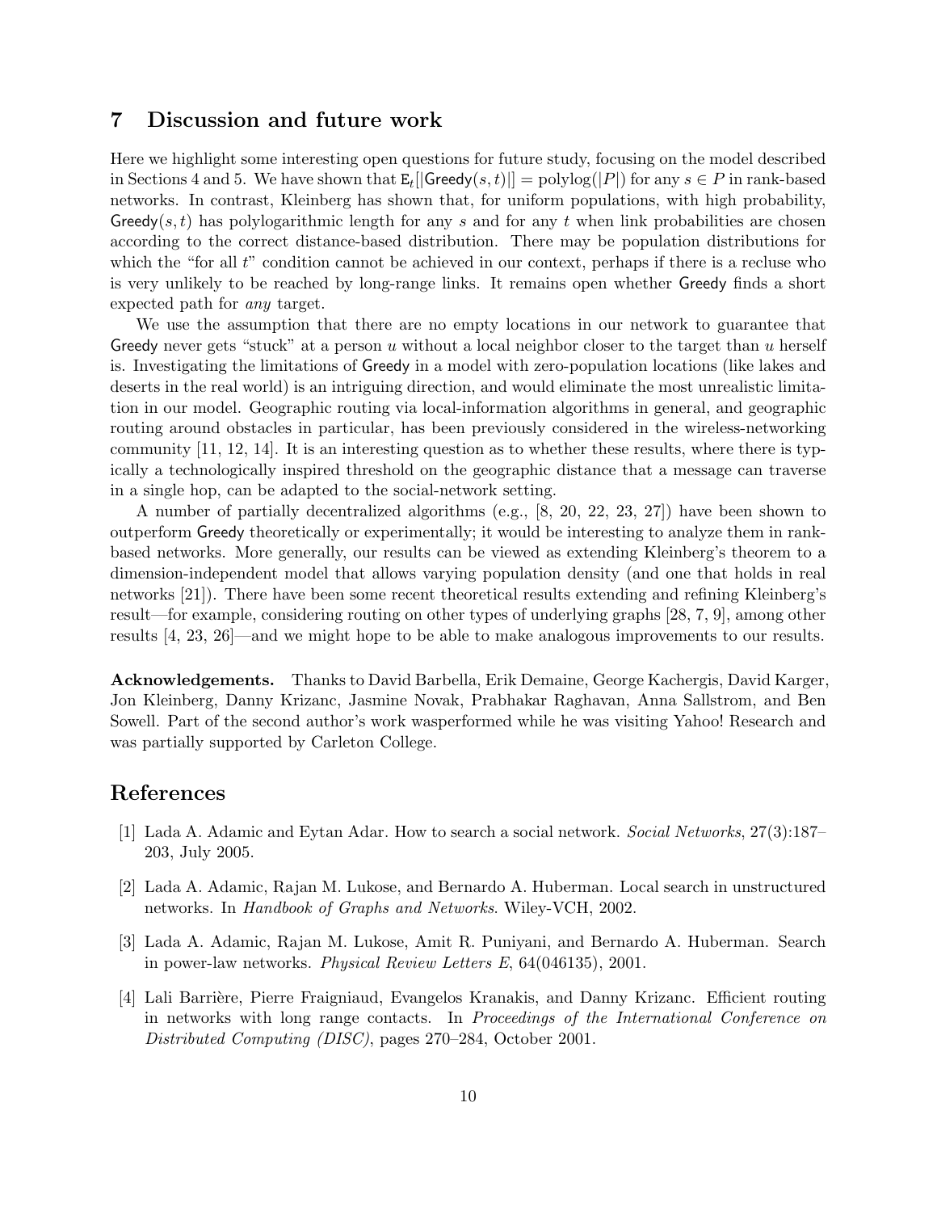## 7 Discussion and future work

Here we highlight some interesting open questions for future study, focusing on the model described in Sections 4 and 5. We have shown that $\mathsf{E}_t[|\mathsf{Greedy}(s,t)|] = \text{polylog}(|P|)$ for any $s \in P$ in rank-based networks. In contrast, Kleinberg has shown that, for uniform populations, with high probability, $\mathsf{Greedy}(s,t)$ has polylogarithmic length for any $s$ and for any $t$ when link probabilities are chosen according to the correct distance-based distribution. There may be population distributions for which the "for all $t$" condition cannot be achieved in our context, perhaps if there is a recluse who is very unlikely to be reached by long-range links. It remains open whether Greedy finds a short expected path for *any* target.

We use the assumption that there are no empty locations in our network to guarantee that Greedy never gets "stuck" at a person $u$ without a local neighbor closer to the target than $u$ herself is. Investigating the limitations of Greedy in a model with zero-population locations (like lakes and deserts in the real world) is an intriguing direction, and would eliminate the most unrealistic limitation in our model. Geographic routing via local-information algorithms in general, and geographic routing around obstacles in particular, has been previously considered in the wireless-networking community [11, 12, 14]. It is an interesting question as to whether these results, where there is typically a technologically inspired threshold on the geographic distance that a message can traverse in a single hop, can be adapted to the social-network setting.

A number of partially decentralized algorithms (e.g., [8, 20, 22, 23, 27]) have been shown to outperform Greedy theoretically or experimentally; it would be interesting to analyze them in rank-based networks. More generally, our results can be viewed as extending Kleinberg's theorem to a dimension-independent model that allows varying population density (and one that holds in real networks [21]). There have been some recent theoretical results extending and refining Kleinberg's result—for example, considering routing on other types of underlying graphs [28, 7, 9], among other results [4, 23, 26]—and we might hope to be able to make analogous improvements to our results.

**Acknowledgements.** Thanks to David Barbella, Erik Demaine, George Kachergis, David Karger, Jon Kleinberg, Danny Krizanc, Jasmine Novak, Prabhakar Raghavan, Anna Sallstrom, and Ben Sowell. Part of the second author's work wasperformed while he was visiting Yahoo! Research and was partially supported by Carleton College.

# References

[1] Lada A. Adamic and Eytan Adar. How to search a social network. *Social Networks*, 27(3):187–203, July 2005.

[2] Lada A. Adamic, Rajan M. Lukose, and Bernardo A. Huberman. Local search in unstructured networks. In *Handbook of Graphs and Networks*. Wiley-VCH, 2002.

[3] Lada A. Adamic, Rajan M. Lukose, Amit R. Puniyani, and Bernardo A. Huberman. Search in power-law networks. *Physical Review Letters E*, 64(046135), 2001.

[4] Lali Barrière, Pierre Fraigniaud, Evangelos Kranakis, and Danny Krizanc. Efficient routing in networks with long range contacts. In *Proceedings of the International Conference on Distributed Computing (DISC)*, pages 270–284, October 2001.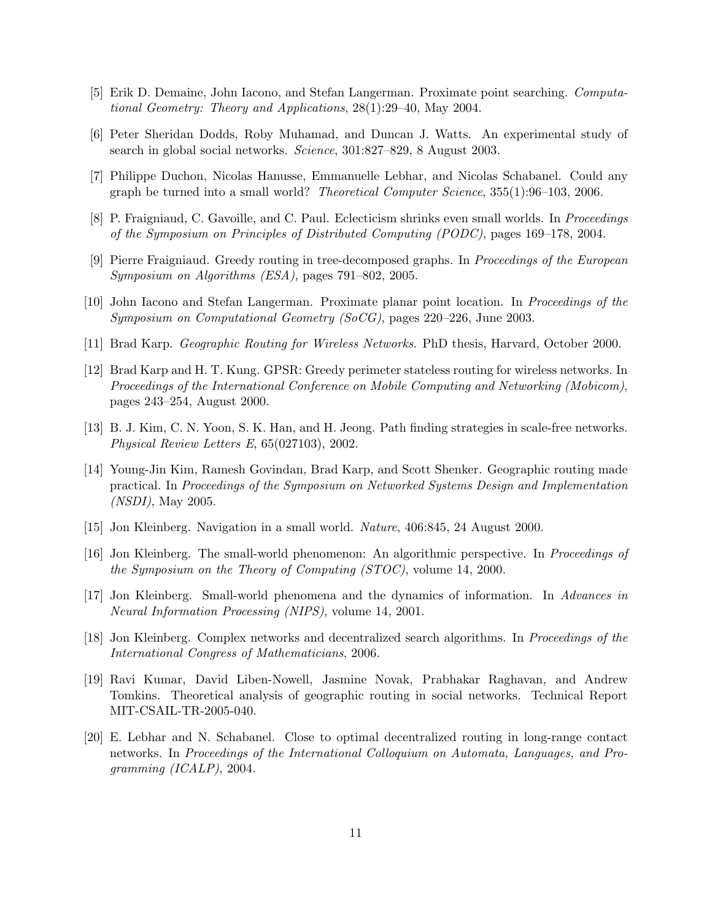[5] Erik D. Demaine, John Iacono, and Stefan Langerman. Proximate point searching. *Computational Geometry: Theory and Applications*, 28(1):29–40, May 2004.

[6] Peter Sheridan Dodds, Roby Muhamad, and Duncan J. Watts. An experimental study of search in global social networks. *Science*, 301:827–829, 8 August 2003.

[7] Philippe Duchon, Nicolas Hanusse, Emmanuelle Lebhar, and Nicolas Schabanel. Could any graph be turned into a small world? *Theoretical Computer Science*, 355(1):96–103, 2006.

[8] P. Fraigniaud, C. Gavoille, and C. Paul. Eclecticism shrinks even small worlds. In *Proceedings of the Symposium on Principles of Distributed Computing (PODC)*, pages 169–178, 2004.

[9] Pierre Fraigniaud. Greedy routing in tree-decomposed graphs. In *Proceedings of the European Symposium on Algorithms (ESA)*, pages 791–802, 2005.

[10] John Iacono and Stefan Langerman. Proximate planar point location. In *Proceedings of the Symposium on Computational Geometry (SoCG)*, pages 220–226, June 2003.

[11] Brad Karp. *Geographic Routing for Wireless Networks*. PhD thesis, Harvard, October 2000.

[12] Brad Karp and H. T. Kung. GPSR: Greedy perimeter stateless routing for wireless networks. In *Proceedings of the International Conference on Mobile Computing and Networking (Mobicom)*, pages 243–254, August 2000.

[13] B. J. Kim, C. N. Yoon, S. K. Han, and H. Jeong. Path finding strategies in scale-free networks. *Physical Review Letters E*, 65(027103), 2002.

[14] Young-Jin Kim, Ramesh Govindan, Brad Karp, and Scott Shenker. Geographic routing made practical. In *Proceedings of the Symposium on Networked Systems Design and Implementation (NSDI)*, May 2005.

[15] Jon Kleinberg. Navigation in a small world. *Nature*, 406:845, 24 August 2000.

[16] Jon Kleinberg. The small-world phenomenon: An algorithmic perspective. In *Proceedings of the Symposium on the Theory of Computing (STOC)*, volume 14, 2000.

[17] Jon Kleinberg. Small-world phenomena and the dynamics of information. In *Advances in Neural Information Processing (NIPS)*, volume 14, 2001.

[18] Jon Kleinberg. Complex networks and decentralized search algorithms. In *Proceedings of the International Congress of Mathematicians*, 2006.

[19] Ravi Kumar, David Liben-Nowell, Jasmine Novak, Prabhakar Raghavan, and Andrew Tomkins. Theoretical analysis of geographic routing in social networks. Technical Report MIT-CSAIL-TR-2005-040.

[20] E. Lebhar and N. Schabanel. Close to optimal decentralized routing in long-range contact networks. In *Proceedings of the International Colloquium on Automata, Languages, and Programming (ICALP)*, 2004.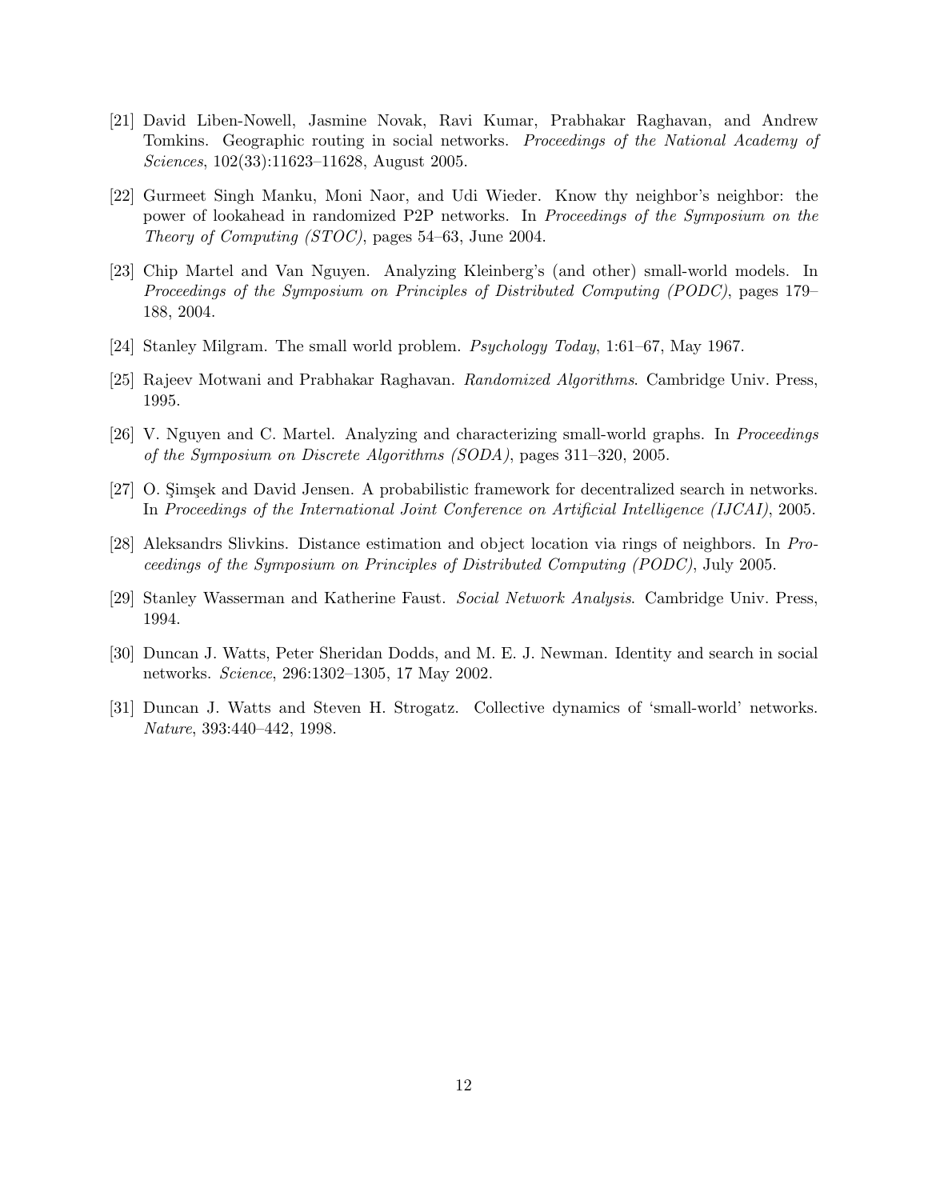[21] David Liben-Nowell, Jasmine Novak, Ravi Kumar, Prabhakar Raghavan, and Andrew Tomkins. Geographic routing in social networks. *Proceedings of the National Academy of Sciences*, 102(33):11623–11628, August 2005.

[22] Gurmeet Singh Manku, Moni Naor, and Udi Wieder. Know thy neighbor's neighbor: the power of lookahead in randomized P2P networks. In *Proceedings of the Symposium on the Theory of Computing (STOC)*, pages 54–63, June 2004.

[23] Chip Martel and Van Nguyen. Analyzing Kleinberg's (and other) small-world models. In *Proceedings of the Symposium on Principles of Distributed Computing (PODC)*, pages 179–188, 2004.

[24] Stanley Milgram. The small world problem. *Psychology Today*, 1:61–67, May 1967.

[25] Rajeev Motwani and Prabhakar Raghavan. *Randomized Algorithms*. Cambridge Univ. Press, 1995.

[26] V. Nguyen and C. Martel. Analyzing and characterizing small-world graphs. In *Proceedings of the Symposium on Discrete Algorithms (SODA)*, pages 311–320, 2005.

[27] O. Şimşek and David Jensen. A probabilistic framework for decentralized search in networks. In *Proceedings of the International Joint Conference on Artificial Intelligence (IJCAI)*, 2005.

[28] Aleksandrs Slivkins. Distance estimation and object location via rings of neighbors. In *Proceedings of the Symposium on Principles of Distributed Computing (PODC)*, July 2005.

[29] Stanley Wasserman and Katherine Faust. *Social Network Analysis*. Cambridge Univ. Press, 1994.

[30] Duncan J. Watts, Peter Sheridan Dodds, and M. E. J. Newman. Identity and search in social networks. *Science*, 296:1302–1305, 17 May 2002.

[31] Duncan J. Watts and Steven H. Strogatz. Collective dynamics of 'small-world' networks. *Nature*, 393:440–442, 1998.